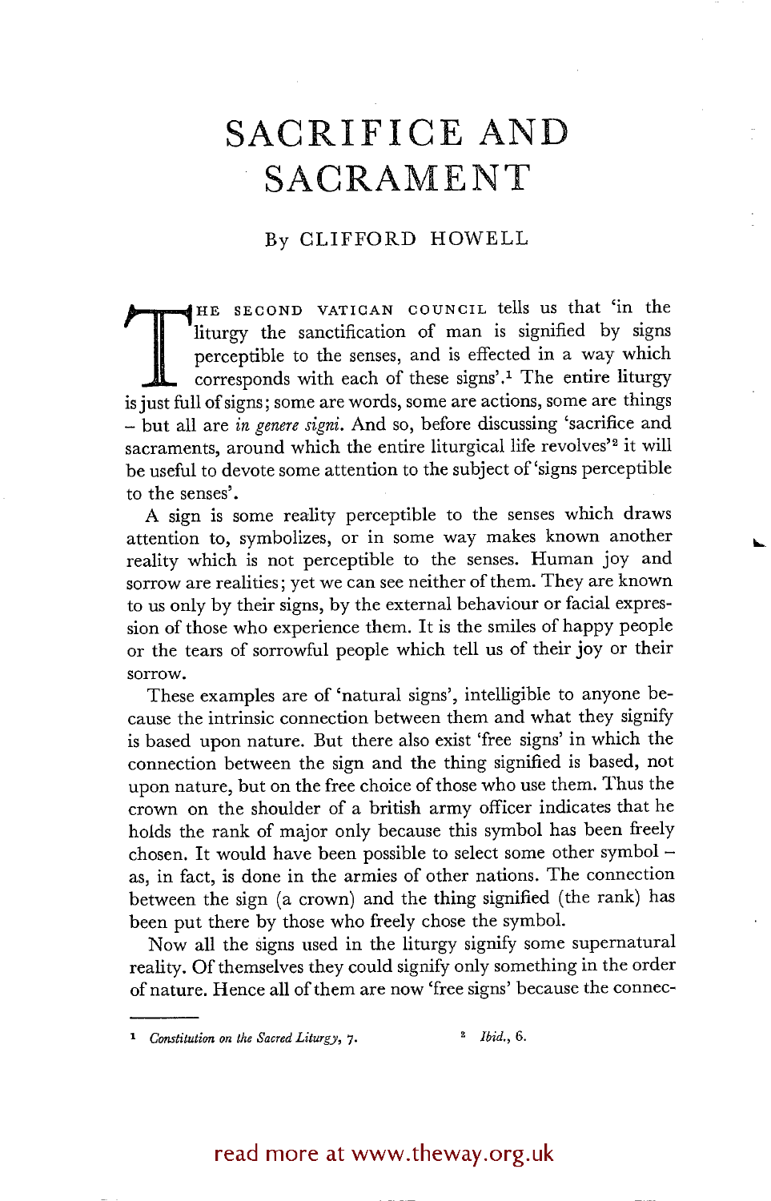# SACRIFICE AND SACRAMENT

By CLIFFORD HOWELL

THE SECOND VATICAN COUNCIL tells us that 'in the liturgy the sanctification of man is signified by signs perceptible to the senses, and is effected in a way which corresponds with each of these signs'.[1] The entire liturgy is just full of signs; some are words, some are actions, some are things – but all are *in genere signi*. And so, before discussing 'sacrifice and sacraments, around which the entire liturgical life revolves'[2] it will be useful to devote some attention to the subject of 'signs perceptible to the senses'.

A sign is some reality perceptible to the senses which draws attention to, symbolizes, or in some way makes known another reality which is not perceptible to the senses. Human joy and sorrow are realities; yet we can see neither of them. They are known to us only by their signs, by the external behaviour or facial expression of those who experience them. It is the smiles of happy people or the tears of sorrowful people which tell us of their joy or their sorrow.

These examples are of 'natural signs', intelligible to anyone because the intrinsic connection between them and what they signify is based upon nature. But there also exist 'free signs' in which the connection between the sign and the thing signified is based, not upon nature, but on the free choice of those who use them. Thus the crown on the shoulder of a british army officer indicates that he holds the rank of major only because this symbol has been freely chosen. It would have been possible to select some other symbol – as, in fact, is done in the armies of other nations. The connection between the sign (a crown) and the thing signified (the rank) has been put there by those who freely chose the symbol.

Now all the signs used in the liturgy signify some supernatural reality. Of themselves they could signify only something in the order of nature. Hence all of them are now 'free signs' because the connec-

---

[1] *Constitution on the Sacred Liturgy*, 7.

[2] *Ibid.*, 6.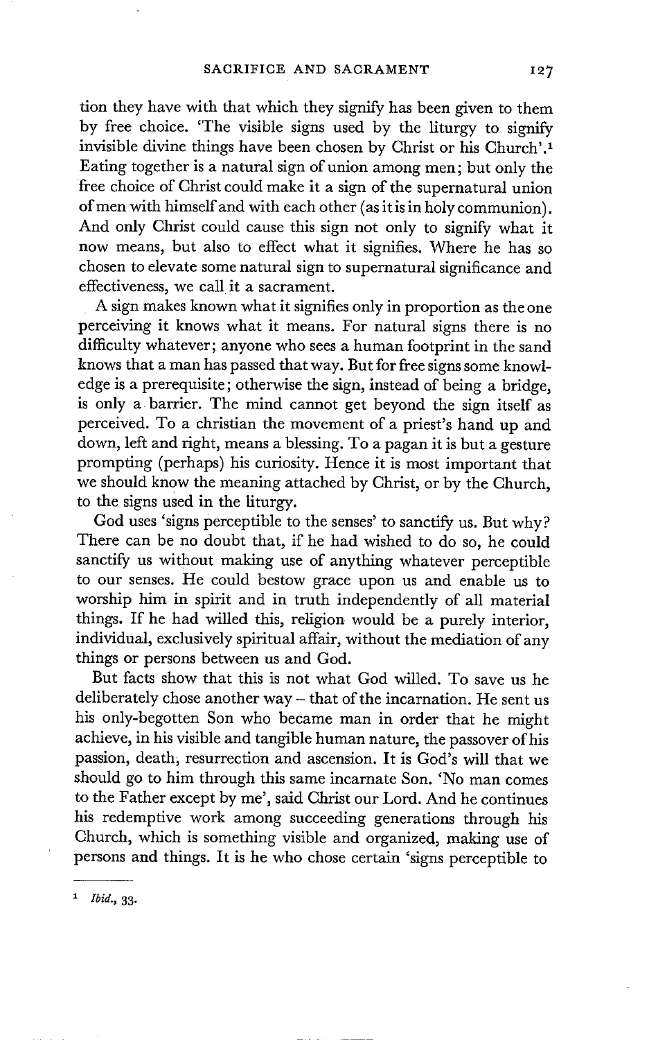tion they have with that which they signify has been given to them by free choice. 'The visible signs used by the liturgy to signify invisible divine things have been chosen by Christ or his Church'.[1] Eating together is a natural sign of union among men; but only the free choice of Christ could make it a sign of the supernatural union of men with himself and with each other (as it is in holy communion). And only Christ could cause this sign not only to signify what it now means, but also to effect what it signifies. Where he has so chosen to elevate some natural sign to supernatural significance and effectiveness, we call it a sacrament.

A sign makes known what it signifies only in proportion as the one perceiving it knows what it means. For natural signs there is no difficulty whatever; anyone who sees a human footprint in the sand knows that a man has passed that way. But for free signs some knowledge is a prerequisite; otherwise the sign, instead of being a bridge, is only a barrier. The mind cannot get beyond the sign itself as perceived. To a christian the movement of a priest's hand up and down, left and right, means a blessing. To a pagan it is but a gesture prompting (perhaps) his curiosity. Hence it is most important that we should know the meaning attached by Christ, or by the Church, to the signs used in the liturgy.

God uses 'signs perceptible to the senses' to sanctify us. But why? There can be no doubt that, if he had wished to do so, he could sanctify us without making use of anything whatever perceptible to our senses. He could bestow grace upon us and enable us to worship him in spirit and in truth independently of all material things. If he had willed this, religion would be a purely interior, individual, exclusively spiritual affair, without the mediation of any things or persons between us and God.

But facts show that this is not what God willed. To save us he deliberately chose another way – that of the incarnation. He sent us his only-begotten Son who became man in order that he might achieve, in his visible and tangible human nature, the passover of his passion, death, resurrection and ascension. It is God's will that we should go to him through this same incarnate Son. 'No man comes to the Father except by me', said Christ our Lord. And he continues his redemptive work among succeeding generations through his Church, which is something visible and organized, making use of persons and things. It is he who chose certain 'signs perceptible to

---

[1] *Ibid.*, 33.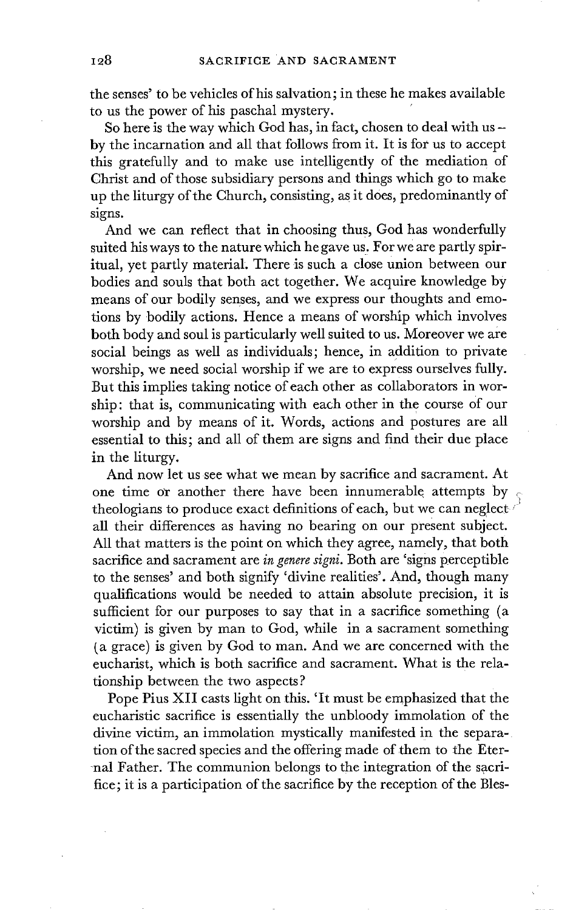the senses' to be vehicles of his salvation; in these he makes available to us the power of his paschal mystery.

So here is the way which God has, in fact, chosen to deal with us – by the incarnation and all that follows from it. It is for us to accept this gratefully and to make use intelligently of the mediation of Christ and of those subsidiary persons and things which go to make up the liturgy of the Church, consisting, as it does, predominantly of signs.

And we can reflect that in choosing thus, God has wonderfully suited his ways to the nature which he gave us. For we are partly spiritual, yet partly material. There is such a close union between our bodies and souls that both act together. We acquire knowledge by means of our bodily senses, and we express our thoughts and emotions by bodily actions. Hence a means of worship which involves both body and soul is particularly well suited to us. Moreover we are social beings as well as individuals; hence, in addition to private worship, we need social worship if we are to express ourselves fully. But this implies taking notice of each other as collaborators in worship: that is, communicating with each other in the course of our worship and by means of it. Words, actions and postures are all essential to this; and all of them are signs and find their due place in the liturgy.

And now let us see what we mean by sacrifice and sacrament. At one time or another there have been innumerable attempts by theologians to produce exact definitions of each, but we can neglect all their differences as having no bearing on our present subject. All that matters is the point on which they agree, namely, that both sacrifice and sacrament are *in genere signi*. Both are 'signs perceptible to the senses' and both signify 'divine realities'. And, though many qualifications would be needed to attain absolute precision, it is sufficient for our purposes to say that in a sacrifice something (a victim) is given by man to God, while in a sacrament something (a grace) is given by God to man. And we are concerned with the eucharist, which is both sacrifice and sacrament. What is the relationship between the two aspects?

Pope Pius XII casts light on this. 'It must be emphasized that the eucharistic sacrifice is essentially the unbloody immolation of the divine victim, an immolation mystically manifested in the separation of the sacred species and the offering made of them to the Eternal Father. The communion belongs to the integration of the sacrifice; it is a participation of the sacrifice by the reception of the Bles-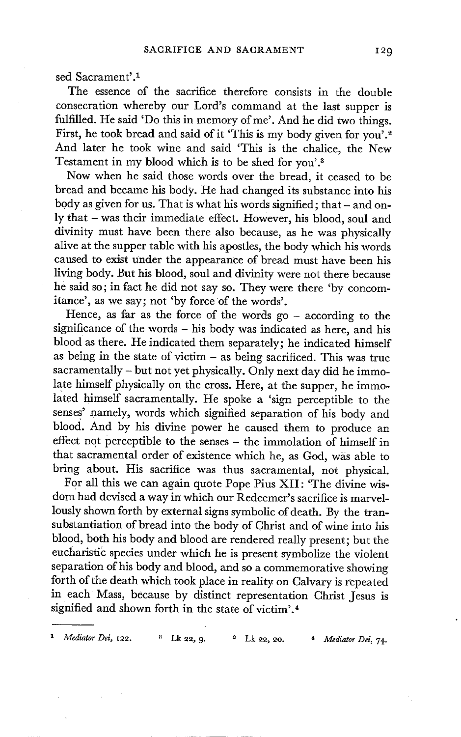sed Sacrament'.[1]

The essence of the sacrifice therefore consists in the double consecration whereby our Lord's command at the last supper is fulfilled. He said 'Do this in memory of me'. And he did two things. First, he took bread and said of it 'This is my body given for you'.[2] And later he took wine and said 'This is the chalice, the New Testament in my blood which is to be shed for you'.[3]

Now when he said those words over the bread, it ceased to be bread and became his body. He had changed its substance into his body as given for us. That is what his words signified; that – and only that – was their immediate effect. However, his blood, soul and divinity must have been there also because, as he was physically alive at the supper table with his apostles, the body which his words caused to exist under the appearance of bread must have been his living body. But his blood, soul and divinity were not there because he said so; in fact he did not say so. They were there 'by concomitance', as we say; not 'by force of the words'.

Hence, as far as the force of the words go – according to the significance of the words – his body was indicated as here, and his blood as there. He indicated them separately; he indicated himself as being in the state of victim – as being sacrificed. This was true sacramentally – but not yet physically. Only next day did he immolate himself physically on the cross. Here, at the supper, he immolated himself sacramentally. He spoke a 'sign perceptible to the senses' namely, words which signified separation of his body and blood. And by his divine power he caused them to produce an effect not perceptible to the senses – the immolation of himself in that sacramental order of existence which he, as God, was able to bring about. His sacrifice was thus sacramental, not physical.

For all this we can again quote Pope Pius XII: 'The divine wisdom had devised a way in which our Redeemer's sacrifice is marvellously shown forth by external signs symbolic of death. By the transubstantiation of bread into the body of Christ and of wine into his blood, both his body and blood are rendered really present; but the eucharistic species under which he is present symbolize the violent separation of his body and blood, and so a commemorative showing forth of the death which took place in reality on Calvary is repeated in each Mass, because by distinct representation Christ Jesus is signified and shown forth in the state of victim'.[4]

---

[1] *Mediator Dei*, 122. [2] Lk 22, 9. [3] Lk 22, 20. [4] *Mediator Dei*, 74.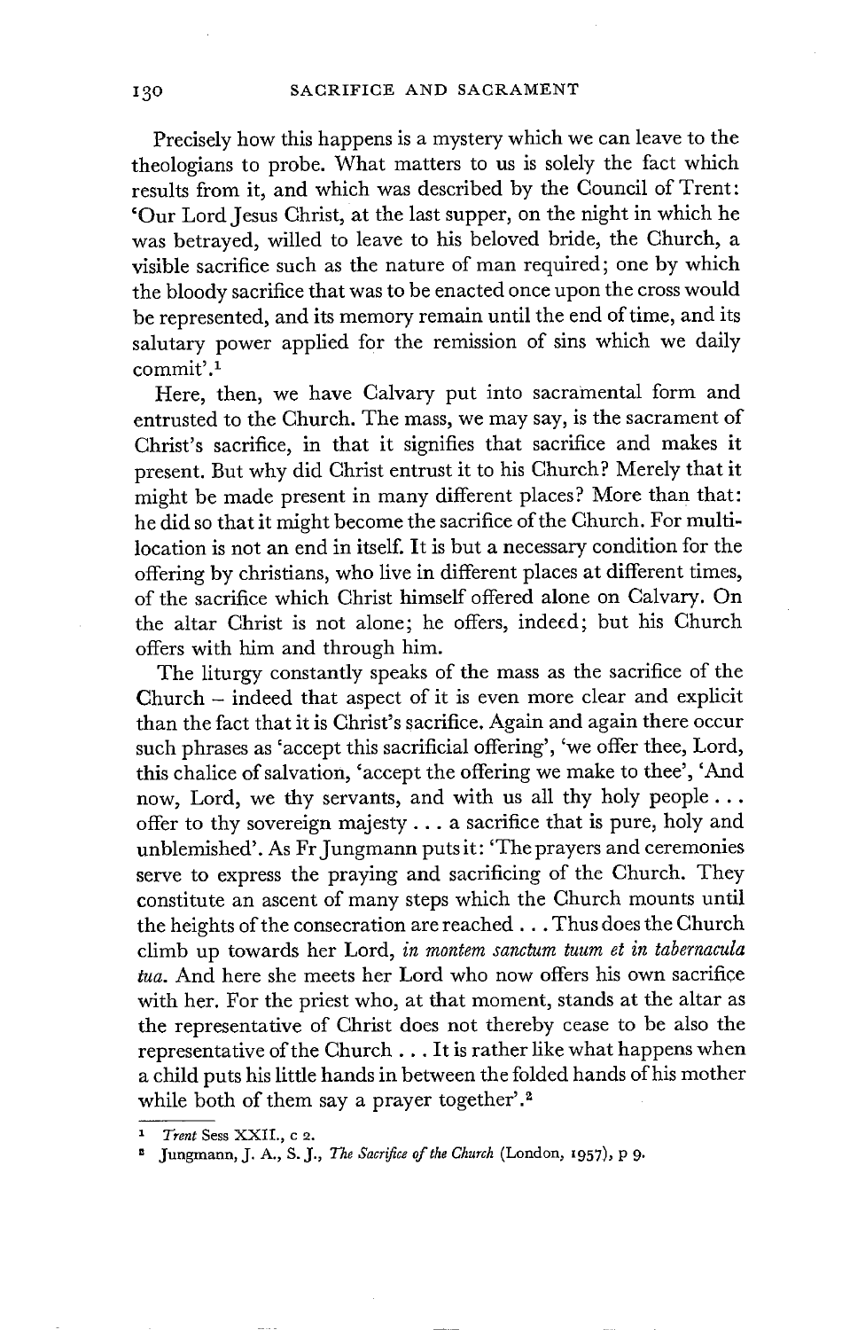Precisely how this happens is a mystery which we can leave to the theologians to probe. What matters to us is solely the fact which results from it, and which was described by the Council of Trent: 'Our Lord Jesus Christ, at the last supper, on the night in which he was betrayed, willed to leave to his beloved bride, the Church, a visible sacrifice such as the nature of man required; one by which the bloody sacrifice that was to be enacted once upon the cross would be represented, and its memory remain until the end of time, and its salutary power applied for the remission of sins which we daily commit'.[1]

Here, then, we have Calvary put into sacramental form and entrusted to the Church. The mass, we may say, is the sacrament of Christ's sacrifice, in that it signifies that sacrifice and makes it present. But why did Christ entrust it to his Church? Merely that it might be made present in many different places? More than that: he did so that it might become the sacrifice of the Church. For multi-location is not an end in itself. It is but a necessary condition for the offering by christians, who live in different places at different times, of the sacrifice which Christ himself offered alone on Calvary. On the altar Christ is not alone; he offers, indeed; but his Church offers with him and through him.

The liturgy constantly speaks of the mass as the sacrifice of the Church – indeed that aspect of it is even more clear and explicit than the fact that it is Christ's sacrifice. Again and again there occur such phrases as 'accept this sacrificial offering', 'we offer thee, Lord, this chalice of salvation, 'accept the offering we make to thee', 'And now, Lord, we thy servants, and with us all thy holy people . . . offer to thy sovereign majesty . . . a sacrifice that is pure, holy and unblemished'. As Fr Jungmann puts it: 'The prayers and ceremonies serve to express the praying and sacrificing of the Church. They constitute an ascent of many steps which the Church mounts until the heights of the consecration are reached . . . Thus does the Church climb up towards her Lord, *in montem sanctum tuum et in tabernacula tua*. And here she meets her Lord who now offers his own sacrifice with her. For the priest who, at that moment, stands at the altar as the representative of Christ does not thereby cease to be also the representative of the Church . . . It is rather like what happens when a child puts his little hands in between the folded hands of his mother while both of them say a prayer together'.[2]

---

[1] *Trent* Sess XXII., c 2.

[2] Jungmann, J. A., S. J., *The Sacrifice of the Church* (London, 1957), p 9.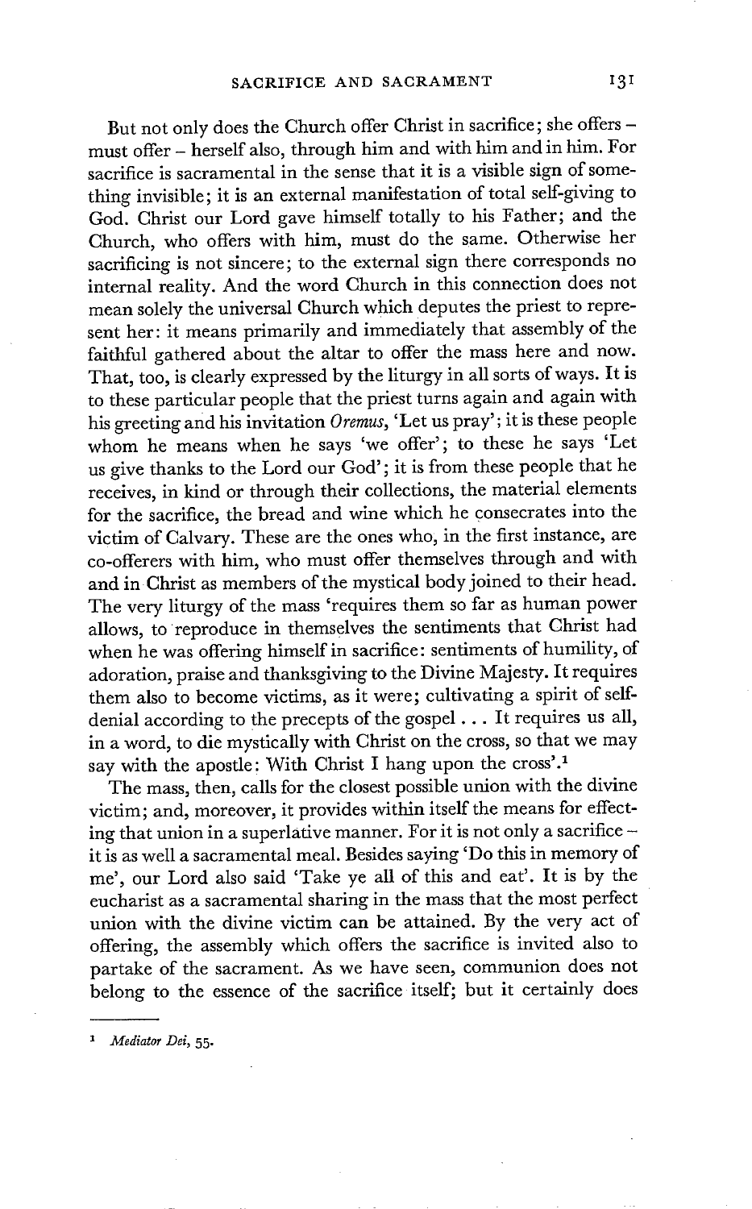But not only does the Church offer Christ in sacrifice; she offers – must offer – herself also, through him and with him and in him. For sacrifice is sacramental in the sense that it is a visible sign of something invisible; it is an external manifestation of total self-giving to God. Christ our Lord gave himself totally to his Father; and the Church, who offers with him, must do the same. Otherwise her sacrificing is not sincere; to the external sign there corresponds no internal reality. And the word Church in this connection does not mean solely the universal Church which deputes the priest to represent her: it means primarily and immediately that assembly of the faithful gathered about the altar to offer the mass here and now. That, too, is clearly expressed by the liturgy in all sorts of ways. It is to these particular people that the priest turns again and again with his greeting and his invitation *Oremus*, 'Let us pray'; it is these people whom he means when he says 'we offer'; to these he says 'Let us give thanks to the Lord our God'; it is from these people that he receives, in kind or through their collections, the material elements for the sacrifice, the bread and wine which he consecrates into the victim of Calvary. These are the ones who, in the first instance, are co-offerers with him, who must offer themselves through and with and in Christ as members of the mystical body joined to their head. The very liturgy of the mass 'requires them so far as human power allows, to reproduce in themselves the sentiments that Christ had when he was offering himself in sacrifice: sentiments of humility, of adoration, praise and thanksgiving to the Divine Majesty. It requires them also to become victims, as it were; cultivating a spirit of self-denial according to the precepts of the gospel . . . It requires us all, in a word, to die mystically with Christ on the cross, so that we may say with the apostle: With Christ I hang upon the cross'.[1]

The mass, then, calls for the closest possible union with the divine victim; and, moreover, it provides within itself the means for effecting that union in a superlative manner. For it is not only a sacrifice – it is as well a sacramental meal. Besides saying 'Do this in memory of me', our Lord also said 'Take ye all of this and eat'. It is by the eucharist as a sacramental sharing in the mass that the most perfect union with the divine victim can be attained. By the very act of offering, the assembly which offers the sacrifice is invited also to partake of the sacrament. As we have seen, communion does not belong to the essence of the sacrifice itself; but it certainly does

---

[1] *Mediator Dei*, 55.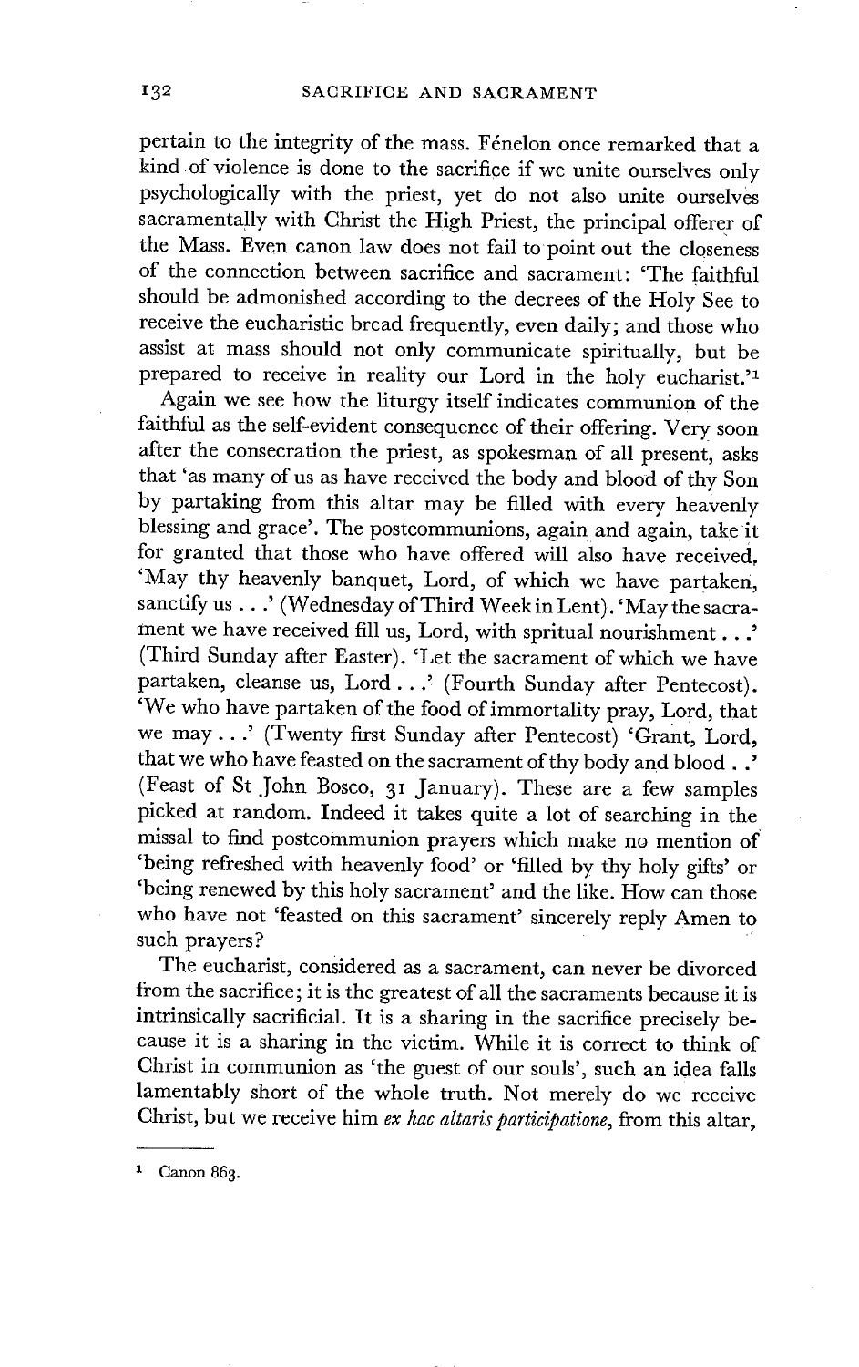pertain to the integrity of the mass. Fénelon once remarked that a kind of violence is done to the sacrifice if we unite ourselves only psychologically with the priest, yet do not also unite ourselves sacramentally with Christ the High Priest, the principal offerer of the Mass. Even canon law does not fail to point out the closeness of the connection between sacrifice and sacrament: 'The faithful should be admonished according to the decrees of the Holy See to receive the eucharistic bread frequently, even daily; and those who assist at mass should not only communicate spiritually, but be prepared to receive in reality our Lord in the holy eucharist.'[1]

Again we see how the liturgy itself indicates communion of the faithful as the self-evident consequence of their offering. Very soon after the consecration the priest, as spokesman of all present, asks that 'as many of us as have received the body and blood of thy Son by partaking from this altar may be filled with every heavenly blessing and grace'. The postcommunions, again and again, take it for granted that those who have offered will also have received. 'May thy heavenly banquet, Lord, of which we have partaken, sanctify us . . .' (Wednesday of Third Week in Lent). 'May the sacrament we have received fill us, Lord, with spritual nourishment . . .' (Third Sunday after Easter). 'Let the sacrament of which we have partaken, cleanse us, Lord . . .' (Fourth Sunday after Pentecost). 'We who have partaken of the food of immortality pray, Lord, that we may . . .' (Twenty first Sunday after Pentecost) 'Grant, Lord, that we who have feasted on the sacrament of thy body and blood . .' (Feast of St John Bosco, 31 January). These are a few samples picked at random. Indeed it takes quite a lot of searching in the missal to find postcommunion prayers which make no mention of 'being refreshed with heavenly food' or 'filled by thy holy gifts' or 'being renewed by this holy sacrament' and the like. How can those who have not 'feasted on this sacrament' sincerely reply Amen to such prayers?

The eucharist, considered as a sacrament, can never be divorced from the sacrifice; it is the greatest of all the sacraments because it is intrinsically sacrificial. It is a sharing in the sacrifice precisely because it is a sharing in the victim. While it is correct to think of Christ in communion as 'the guest of our souls', such an idea falls lamentably short of the whole truth. Not merely do we receive Christ, but we receive him *ex hac altaris participatione*, from this altar,

[1] Canon 863.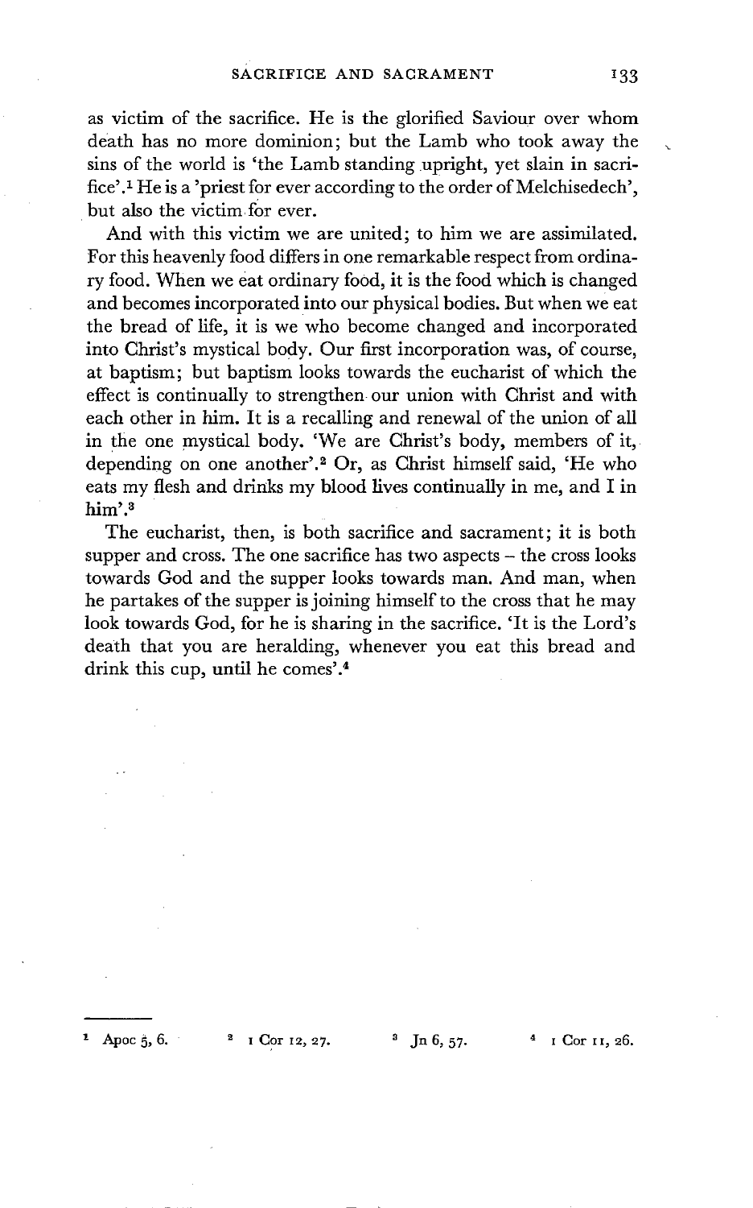as victim of the sacrifice. He is the glorified Saviour over whom death has no more dominion; but the Lamb who took away the sins of the world is 'the Lamb standing upright, yet slain in sacrifice'.[1] He is a 'priest for ever according to the order of Melchisedech', but also the victim for ever.

And with this victim we are united; to him we are assimilated. For this heavenly food differs in one remarkable respect from ordinary food. When we eat ordinary food, it is the food which is changed and becomes incorporated into our physical bodies. But when we eat the bread of life, it is we who become changed and incorporated into Christ's mystical body. Our first incorporation was, of course, at baptism; but baptism looks towards the eucharist of which the effect is continually to strengthen our union with Christ and with each other in him. It is a recalling and renewal of the union of all in the one mystical body. 'We are Christ's body, members of it, depending on one another'.[2] Or, as Christ himself said, 'He who eats my flesh and drinks my blood lives continually in me, and I in him'.[3]

The eucharist, then, is both sacrifice and sacrament; it is both supper and cross. The one sacrifice has two aspects – the cross looks towards God and the supper looks towards man. And man, when he partakes of the supper is joining himself to the cross that he may look towards God, for he is sharing in the sacrifice. 'It is the Lord's death that you are heralding, whenever you eat this bread and drink this cup, until he comes'.[4]

---

[1] Apoc 5, 6. [2] 1 Cor 12, 27. [3] Jn 6, 57. [4] 1 Cor 11, 26.